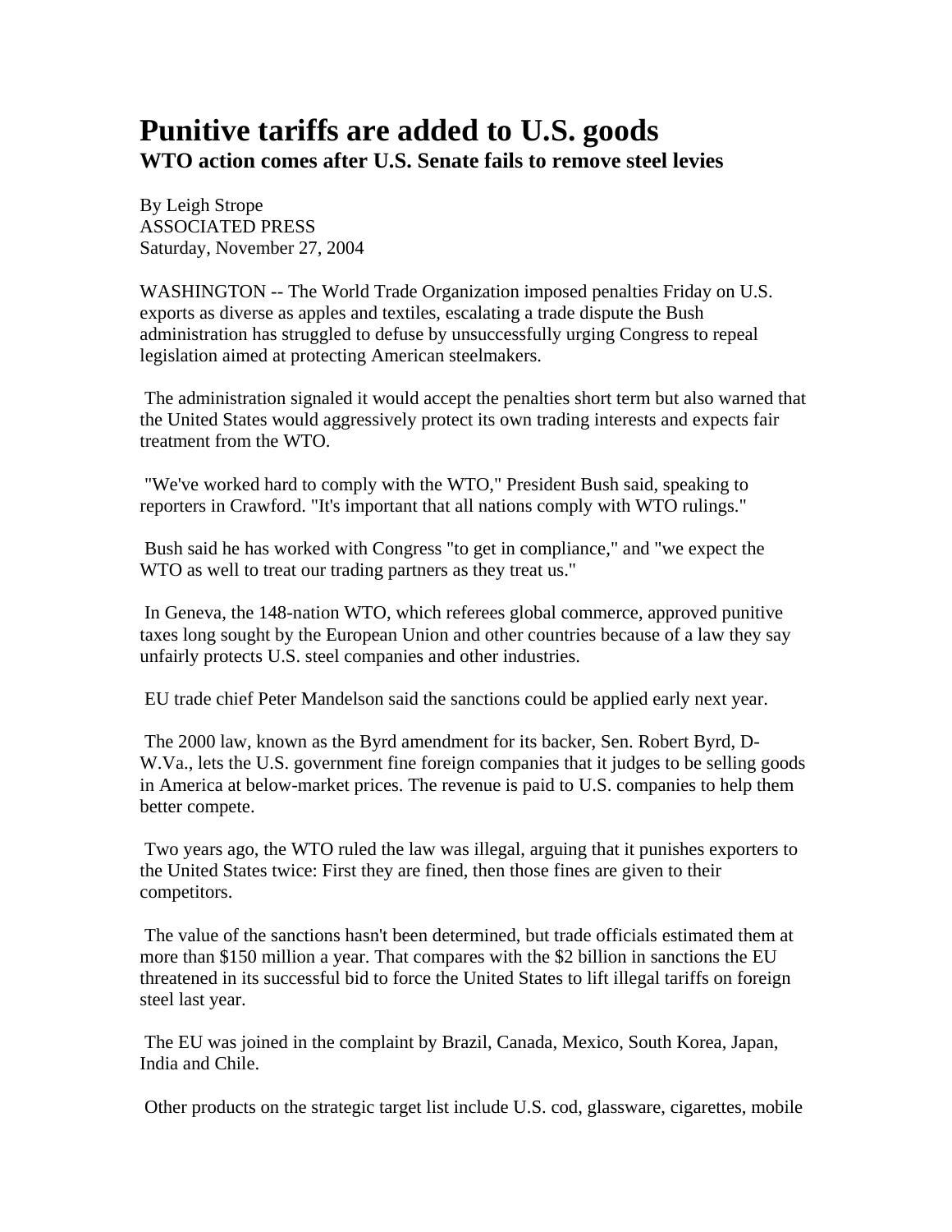# Punitive tariffs are added to U.S. goods

## WTO action comes after U.S. Senate fails to remove steel levies

By Leigh Strope
ASSOCIATED PRESS
Saturday, November 27, 2004

WASHINGTON -- The World Trade Organization imposed penalties Friday on U.S. exports as diverse as apples and textiles, escalating a trade dispute the Bush administration has struggled to defuse by unsuccessfully urging Congress to repeal legislation aimed at protecting American steelmakers.

The administration signaled it would accept the penalties short term but also warned that the United States would aggressively protect its own trading interests and expects fair treatment from the WTO.

"We've worked hard to comply with the WTO," President Bush said, speaking to reporters in Crawford. "It's important that all nations comply with WTO rulings."

Bush said he has worked with Congress "to get in compliance," and "we expect the WTO as well to treat our trading partners as they treat us."

In Geneva, the 148-nation WTO, which referees global commerce, approved punitive taxes long sought by the European Union and other countries because of a law they say unfairly protects U.S. steel companies and other industries.

EU trade chief Peter Mandelson said the sanctions could be applied early next year.

The 2000 law, known as the Byrd amendment for its backer, Sen. Robert Byrd, D-W.Va., lets the U.S. government fine foreign companies that it judges to be selling goods in America at below-market prices. The revenue is paid to U.S. companies to help them better compete.

Two years ago, the WTO ruled the law was illegal, arguing that it punishes exporters to the United States twice: First they are fined, then those fines are given to their competitors.

The value of the sanctions hasn't been determined, but trade officials estimated them at more than $150 million a year. That compares with the $2 billion in sanctions the EU threatened in its successful bid to force the United States to lift illegal tariffs on foreign steel last year.

The EU was joined in the complaint by Brazil, Canada, Mexico, South Korea, Japan, India and Chile.

Other products on the strategic target list include U.S. cod, glassware, cigarettes, mobile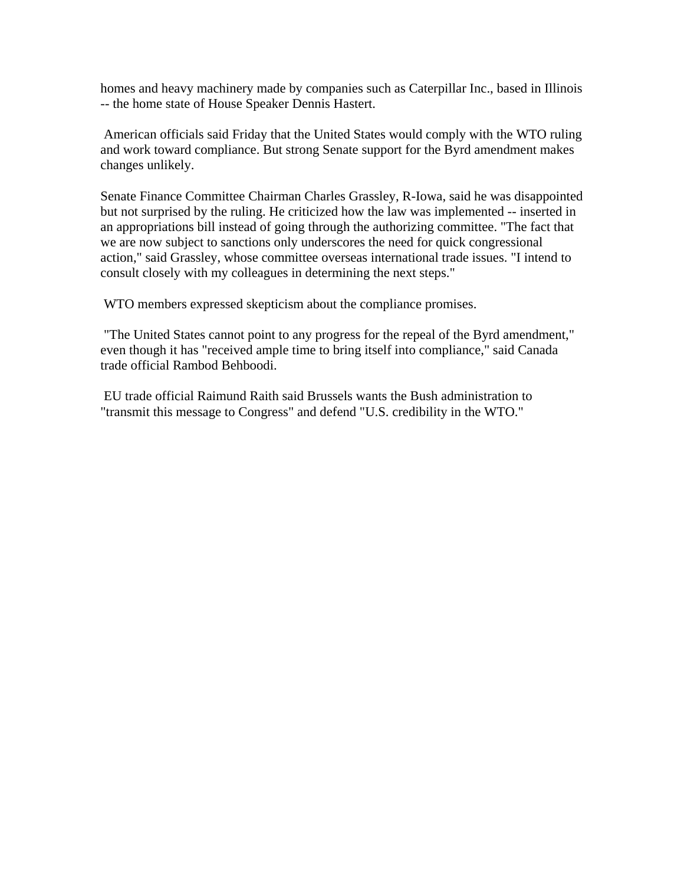homes and heavy machinery made by companies such as Caterpillar Inc., based in Illinois -- the home state of House Speaker Dennis Hastert.

American officials said Friday that the United States would comply with the WTO ruling and work toward compliance. But strong Senate support for the Byrd amendment makes changes unlikely.

Senate Finance Committee Chairman Charles Grassley, R-Iowa, said he was disappointed but not surprised by the ruling. He criticized how the law was implemented -- inserted in an appropriations bill instead of going through the authorizing committee. "The fact that we are now subject to sanctions only underscores the need for quick congressional action," said Grassley, whose committee overseas international trade issues. "I intend to consult closely with my colleagues in determining the next steps."

WTO members expressed skepticism about the compliance promises.

"The United States cannot point to any progress for the repeal of the Byrd amendment," even though it has "received ample time to bring itself into compliance," said Canada trade official Rambod Behboodi.

EU trade official Raimund Raith said Brussels wants the Bush administration to "transmit this message to Congress" and defend "U.S. credibility in the WTO."